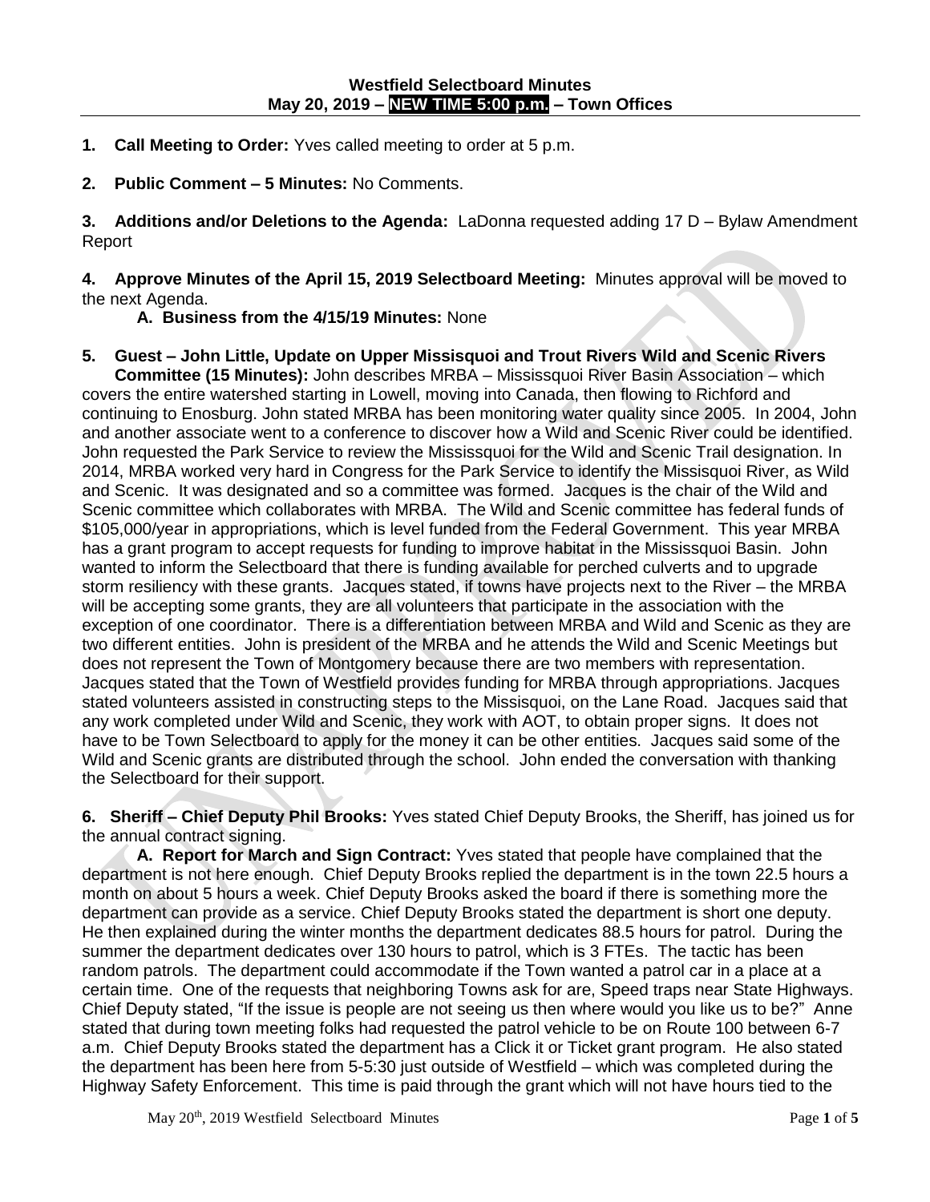**Westfield Selectboard Minutes**
**May 20, 2019 – NEW TIME 5:00 p.m. – Town Offices**

**1. Call Meeting to Order:** Yves called meeting to order at 5 p.m.

**2. Public Comment – 5 Minutes:** No Comments.

**3. Additions and/or Deletions to the Agenda:** LaDonna requested adding 17 D – Bylaw Amendment Report

**4. Approve Minutes of the April 15, 2019 Selectboard Meeting:** Minutes approval will be moved to the next Agenda.

**A. Business from the 4/15/19 Minutes:** None

**5. Guest – John Little, Update on Upper Missisquoi and Trout Rivers Wild and Scenic Rivers Committee (15 Minutes):** John describes MRBA – Mississquoi River Basin Association – which covers the entire watershed starting in Lowell, moving into Canada, then flowing to Richford and continuing to Enosburg. John stated MRBA has been monitoring water quality since 2005. In 2004, John and another associate went to a conference to discover how a Wild and Scenic River could be identified. John requested the Park Service to review the Mississquoi for the Wild and Scenic Trail designation. In 2014, MRBA worked very hard in Congress for the Park Service to identify the Missisquoi River, as Wild and Scenic. It was designated and so a committee was formed. Jacques is the chair of the Wild and Scenic committee which collaborates with MRBA. The Wild and Scenic committee has federal funds of $105,000/year in appropriations, which is level funded from the Federal Government. This year MRBA has a grant program to accept requests for funding to improve habitat in the Mississquoi Basin. John wanted to inform the Selectboard that there is funding available for perched culverts and to upgrade storm resiliency with these grants. Jacques stated, if towns have projects next to the River – the MRBA will be accepting some grants, they are all volunteers that participate in the association with the exception of one coordinator. There is a differentiation between MRBA and Wild and Scenic as they are two different entities. John is president of the MRBA and he attends the Wild and Scenic Meetings but does not represent the Town of Montgomery because there are two members with representation. Jacques stated that the Town of Westfield provides funding for MRBA through appropriations. Jacques stated volunteers assisted in constructing steps to the Missisquoi, on the Lane Road. Jacques said that any work completed under Wild and Scenic, they work with AOT, to obtain proper signs. It does not have to be Town Selectboard to apply for the money it can be other entities. Jacques said some of the Wild and Scenic grants are distributed through the school. John ended the conversation with thanking the Selectboard for their support.

**6. Sheriff – Chief Deputy Phil Brooks:** Yves stated Chief Deputy Brooks, the Sheriff, has joined us for the annual contract signing.

**A. Report for March and Sign Contract:** Yves stated that people have complained that the department is not here enough. Chief Deputy Brooks replied the department is in the town 22.5 hours a month on about 5 hours a week. Chief Deputy Brooks asked the board if there is something more the department can provide as a service. Chief Deputy Brooks stated the department is short one deputy. He then explained during the winter months the department dedicates 88.5 hours for patrol. During the summer the department dedicates over 130 hours to patrol, which is 3 FTEs. The tactic has been random patrols. The department could accommodate if the Town wanted a patrol car in a place at a certain time. One of the requests that neighboring Towns ask for are, Speed traps near State Highways. Chief Deputy stated, "If the issue is people are not seeing us then where would you like us to be?" Anne stated that during town meeting folks had requested the patrol vehicle to be on Route 100 between 6-7 a.m. Chief Deputy Brooks stated the department has a Click it or Ticket grant program. He also stated the department has been here from 5-5:30 just outside of Westfield – which was completed during the Highway Safety Enforcement. This time is paid through the grant which will not have hours tied to the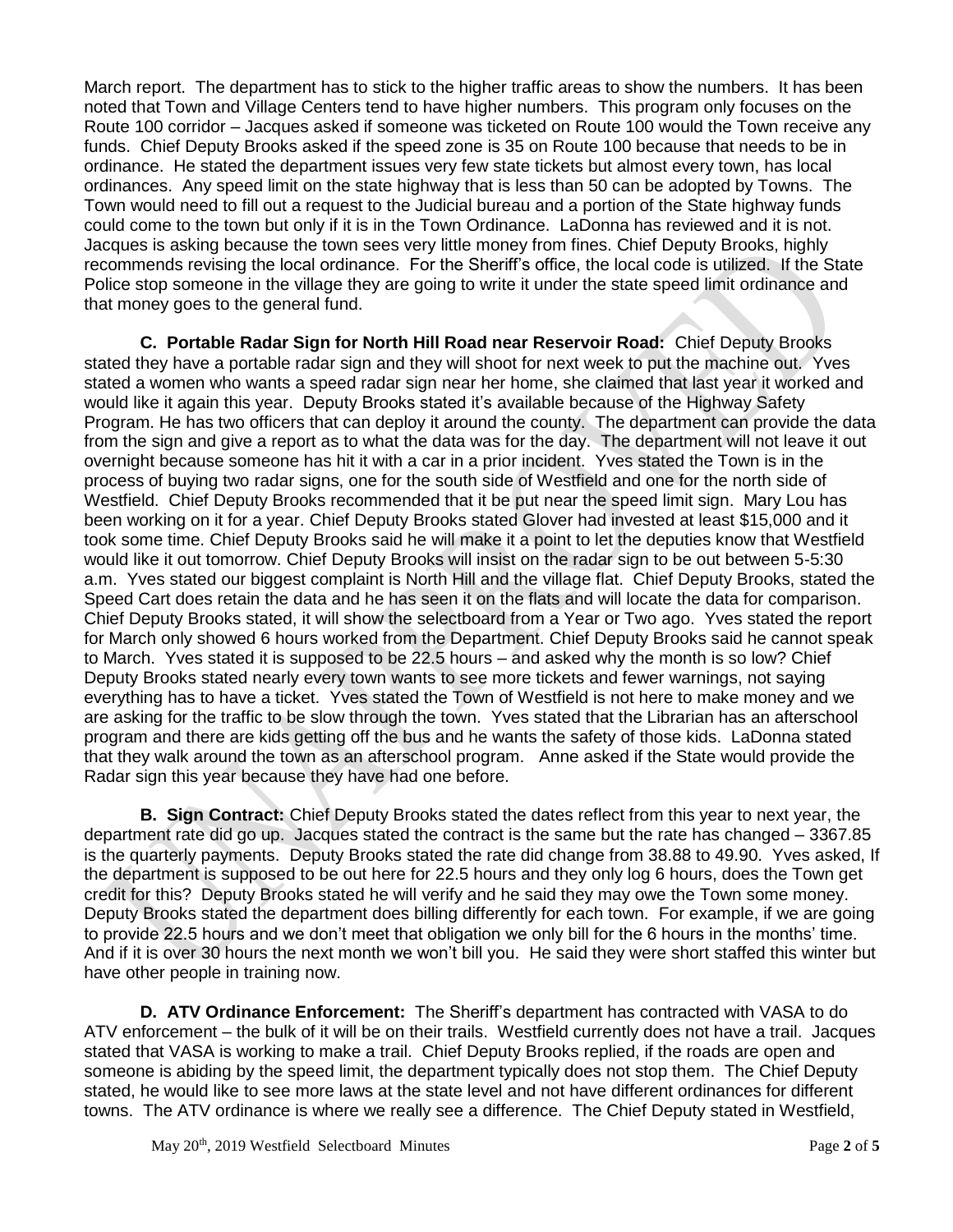March report. The department has to stick to the higher traffic areas to show the numbers. It has been noted that Town and Village Centers tend to have higher numbers. This program only focuses on the Route 100 corridor – Jacques asked if someone was ticketed on Route 100 would the Town receive any funds. Chief Deputy Brooks asked if the speed zone is 35 on Route 100 because that needs to be in ordinance. He stated the department issues very few state tickets but almost every town, has local ordinances. Any speed limit on the state highway that is less than 50 can be adopted by Towns. The Town would need to fill out a request to the Judicial bureau and a portion of the State highway funds could come to the town but only if it is in the Town Ordinance. LaDonna has reviewed and it is not. Jacques is asking because the town sees very little money from fines. Chief Deputy Brooks, highly recommends revising the local ordinance. For the Sheriff's office, the local code is utilized. If the State Police stop someone in the village they are going to write it under the state speed limit ordinance and that money goes to the general fund.

**C. Portable Radar Sign for North Hill Road near Reservoir Road:** Chief Deputy Brooks stated they have a portable radar sign and they will shoot for next week to put the machine out. Yves stated a women who wants a speed radar sign near her home, she claimed that last year it worked and would like it again this year. Deputy Brooks stated it's available because of the Highway Safety Program. He has two officers that can deploy it around the county. The department can provide the data from the sign and give a report as to what the data was for the day. The department will not leave it out overnight because someone has hit it with a car in a prior incident. Yves stated the Town is in the process of buying two radar signs, one for the south side of Westfield and one for the north side of Westfield. Chief Deputy Brooks recommended that it be put near the speed limit sign. Mary Lou has been working on it for a year. Chief Deputy Brooks stated Glover had invested at least $15,000 and it took some time. Chief Deputy Brooks said he will make it a point to let the deputies know that Westfield would like it out tomorrow. Chief Deputy Brooks will insist on the radar sign to be out between 5-5:30 a.m. Yves stated our biggest complaint is North Hill and the village flat. Chief Deputy Brooks, stated the Speed Cart does retain the data and he has seen it on the flats and will locate the data for comparison. Chief Deputy Brooks stated, it will show the selectboard from a Year or Two ago. Yves stated the report for March only showed 6 hours worked from the Department. Chief Deputy Brooks said he cannot speak to March. Yves stated it is supposed to be 22.5 hours – and asked why the month is so low? Chief Deputy Brooks stated nearly every town wants to see more tickets and fewer warnings, not saying everything has to have a ticket. Yves stated the Town of Westfield is not here to make money and we are asking for the traffic to be slow through the town. Yves stated that the Librarian has an afterschool program and there are kids getting off the bus and he wants the safety of those kids. LaDonna stated that they walk around the town as an afterschool program. Anne asked if the State would provide the Radar sign this year because they have had one before.

**B. Sign Contract:** Chief Deputy Brooks stated the dates reflect from this year to next year, the department rate did go up. Jacques stated the contract is the same but the rate has changed – 3367.85 is the quarterly payments. Deputy Brooks stated the rate did change from 38.88 to 49.90. Yves asked, If the department is supposed to be out here for 22.5 hours and they only log 6 hours, does the Town get credit for this? Deputy Brooks stated he will verify and he said they may owe the Town some money. Deputy Brooks stated the department does billing differently for each town. For example, if we are going to provide 22.5 hours and we don't meet that obligation we only bill for the 6 hours in the months' time. And if it is over 30 hours the next month we won't bill you. He said they were short staffed this winter but have other people in training now.

**D. ATV Ordinance Enforcement:** The Sheriff's department has contracted with VASA to do ATV enforcement – the bulk of it will be on their trails. Westfield currently does not have a trail. Jacques stated that VASA is working to make a trail. Chief Deputy Brooks replied, if the roads are open and someone is abiding by the speed limit, the department typically does not stop them. The Chief Deputy stated, he would like to see more laws at the state level and not have different ordinances for different towns. The ATV ordinance is where we really see a difference. The Chief Deputy stated in Westfield,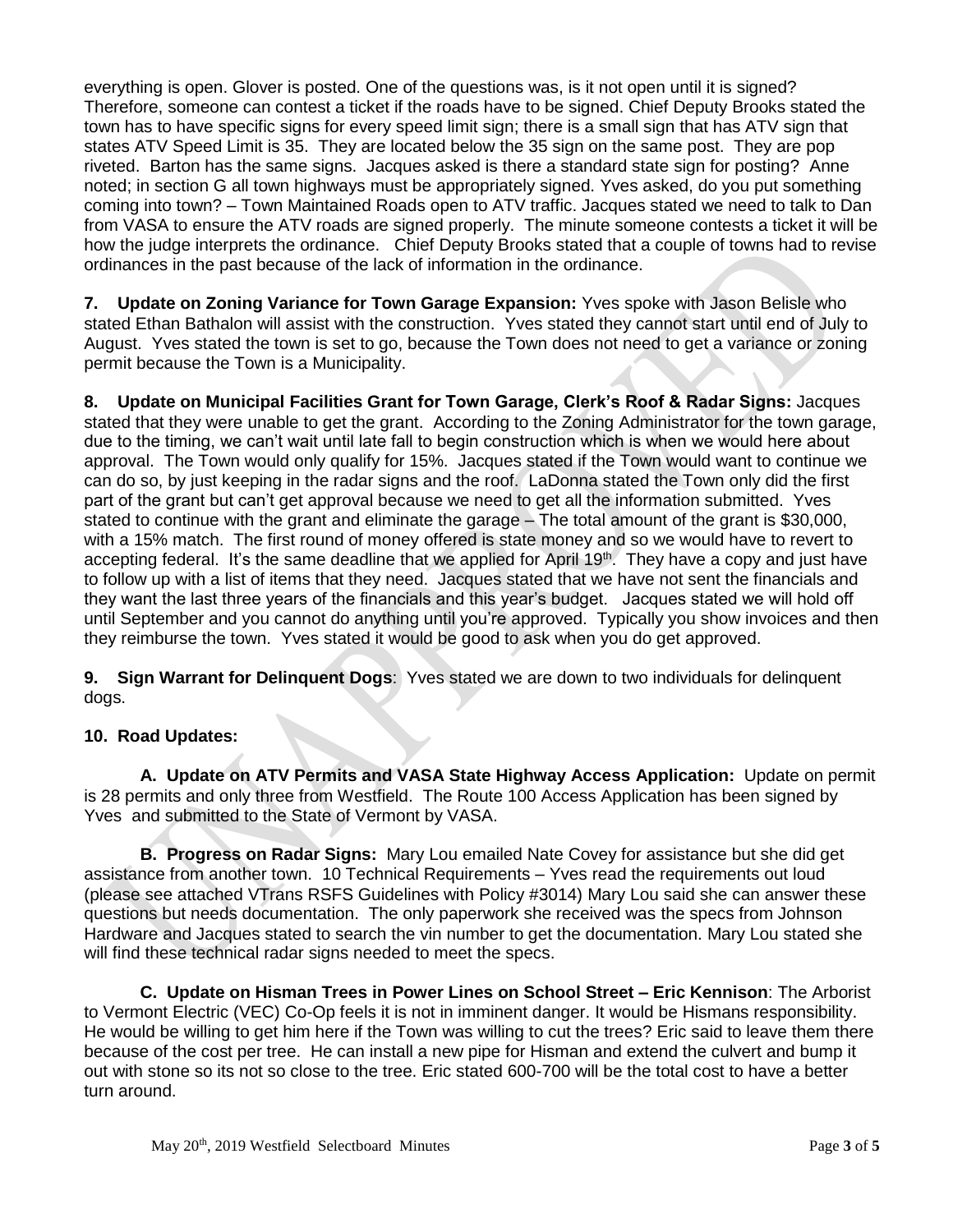everything is open. Glover is posted. One of the questions was, is it not open until it is signed? Therefore, someone can contest a ticket if the roads have to be signed. Chief Deputy Brooks stated the town has to have specific signs for every speed limit sign; there is a small sign that has ATV sign that states ATV Speed Limit is 35. They are located below the 35 sign on the same post. They are pop riveted. Barton has the same signs. Jacques asked is there a standard state sign for posting? Anne noted; in section G all town highways must be appropriately signed. Yves asked, do you put something coming into town? – Town Maintained Roads open to ATV traffic. Jacques stated we need to talk to Dan from VASA to ensure the ATV roads are signed properly. The minute someone contests a ticket it will be how the judge interprets the ordinance. Chief Deputy Brooks stated that a couple of towns had to revise ordinances in the past because of the lack of information in the ordinance.

**7. Update on Zoning Variance for Town Garage Expansion:** Yves spoke with Jason Belisle who stated Ethan Bathalon will assist with the construction. Yves stated they cannot start until end of July to August. Yves stated the town is set to go, because the Town does not need to get a variance or zoning permit because the Town is a Municipality.

**8. Update on Municipal Facilities Grant for Town Garage, Clerk's Roof & Radar Signs:** Jacques stated that they were unable to get the grant. According to the Zoning Administrator for the town garage, due to the timing, we can't wait until late fall to begin construction which is when we would here about approval. The Town would only qualify for 15%. Jacques stated if the Town would want to continue we can do so, by just keeping in the radar signs and the roof. LaDonna stated the Town only did the first part of the grant but can't get approval because we need to get all the information submitted. Yves stated to continue with the grant and eliminate the garage – The total amount of the grant is $30,000, with a 15% match. The first round of money offered is state money and so we would have to revert to accepting federal. It's the same deadline that we applied for April 19th. They have a copy and just have to follow up with a list of items that they need. Jacques stated that we have not sent the financials and they want the last three years of the financials and this year's budget. Jacques stated we will hold off until September and you cannot do anything until you're approved. Typically you show invoices and then they reimburse the town. Yves stated it would be good to ask when you do get approved.

**9. Sign Warrant for Delinquent Dogs**: Yves stated we are down to two individuals for delinquent dogs.

**10. Road Updates:**

**A. Update on ATV Permits and VASA State Highway Access Application:** Update on permit is 28 permits and only three from Westfield. The Route 100 Access Application has been signed by Yves and submitted to the State of Vermont by VASA.

**B. Progress on Radar Signs:** Mary Lou emailed Nate Covey for assistance but she did get assistance from another town. 10 Technical Requirements – Yves read the requirements out loud (please see attached VTrans RSFS Guidelines with Policy #3014) Mary Lou said she can answer these questions but needs documentation. The only paperwork she received was the specs from Johnson Hardware and Jacques stated to search the vin number to get the documentation. Mary Lou stated she will find these technical radar signs needed to meet the specs.

**C. Update on Hisman Trees in Power Lines on School Street – Eric Kennison**: The Arborist to Vermont Electric (VEC) Co-Op feels it is not in imminent danger. It would be Hismans responsibility. He would be willing to get him here if the Town was willing to cut the trees? Eric said to leave them there because of the cost per tree. He can install a new pipe for Hisman and extend the culvert and bump it out with stone so its not so close to the tree. Eric stated 600-700 will be the total cost to have a better turn around.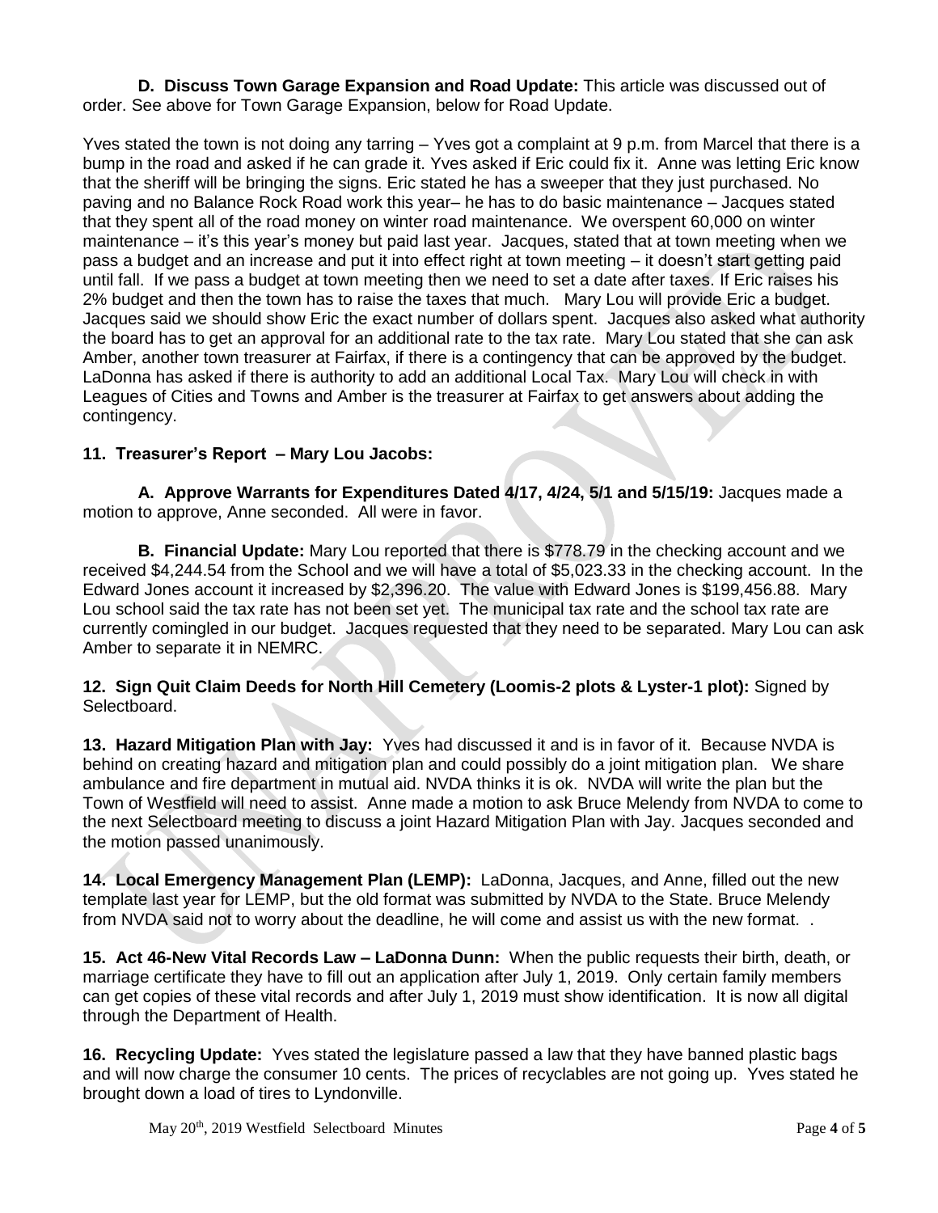**D. Discuss Town Garage Expansion and Road Update:** This article was discussed out of order. See above for Town Garage Expansion, below for Road Update.

Yves stated the town is not doing any tarring – Yves got a complaint at 9 p.m. from Marcel that there is a bump in the road and asked if he can grade it. Yves asked if Eric could fix it. Anne was letting Eric know that the sheriff will be bringing the signs. Eric stated he has a sweeper that they just purchased. No paving and no Balance Rock Road work this year– he has to do basic maintenance – Jacques stated that they spent all of the road money on winter road maintenance. We overspent 60,000 on winter maintenance – it's this year's money but paid last year. Jacques, stated that at town meeting when we pass a budget and an increase and put it into effect right at town meeting – it doesn't start getting paid until fall. If we pass a budget at town meeting then we need to set a date after taxes. If Eric raises his 2% budget and then the town has to raise the taxes that much. Mary Lou will provide Eric a budget. Jacques said we should show Eric the exact number of dollars spent. Jacques also asked what authority the board has to get an approval for an additional rate to the tax rate. Mary Lou stated that she can ask Amber, another town treasurer at Fairfax, if there is a contingency that can be approved by the budget. LaDonna has asked if there is authority to add an additional Local Tax. Mary Lou will check in with Leagues of Cities and Towns and Amber is the treasurer at Fairfax to get answers about adding the contingency.

**11. Treasurer's Report – Mary Lou Jacobs:**

**A. Approve Warrants for Expenditures Dated 4/17, 4/24, 5/1 and 5/15/19:** Jacques made a motion to approve, Anne seconded. All were in favor.

**B. Financial Update:** Mary Lou reported that there is $778.79 in the checking account and we received $4,244.54 from the School and we will have a total of $5,023.33 in the checking account. In the Edward Jones account it increased by $2,396.20. The value with Edward Jones is $199,456.88. Mary Lou school said the tax rate has not been set yet. The municipal tax rate and the school tax rate are currently comingled in our budget. Jacques requested that they need to be separated. Mary Lou can ask Amber to separate it in NEMRC.

**12. Sign Quit Claim Deeds for North Hill Cemetery (Loomis-2 plots & Lyster-1 plot):** Signed by Selectboard.

**13. Hazard Mitigation Plan with Jay:** Yves had discussed it and is in favor of it. Because NVDA is behind on creating hazard and mitigation plan and could possibly do a joint mitigation plan. We share ambulance and fire department in mutual aid. NVDA thinks it is ok. NVDA will write the plan but the Town of Westfield will need to assist. Anne made a motion to ask Bruce Melendy from NVDA to come to the next Selectboard meeting to discuss a joint Hazard Mitigation Plan with Jay. Jacques seconded and the motion passed unanimously.

**14. Local Emergency Management Plan (LEMP):** LaDonna, Jacques, and Anne, filled out the new template last year for LEMP, but the old format was submitted by NVDA to the State. Bruce Melendy from NVDA said not to worry about the deadline, he will come and assist us with the new format. .

**15. Act 46-New Vital Records Law – LaDonna Dunn:** When the public requests their birth, death, or marriage certificate they have to fill out an application after July 1, 2019. Only certain family members can get copies of these vital records and after July 1, 2019 must show identification. It is now all digital through the Department of Health.

**16. Recycling Update:** Yves stated the legislature passed a law that they have banned plastic bags and will now charge the consumer 10 cents. The prices of recyclables are not going up. Yves stated he brought down a load of tires to Lyndonville.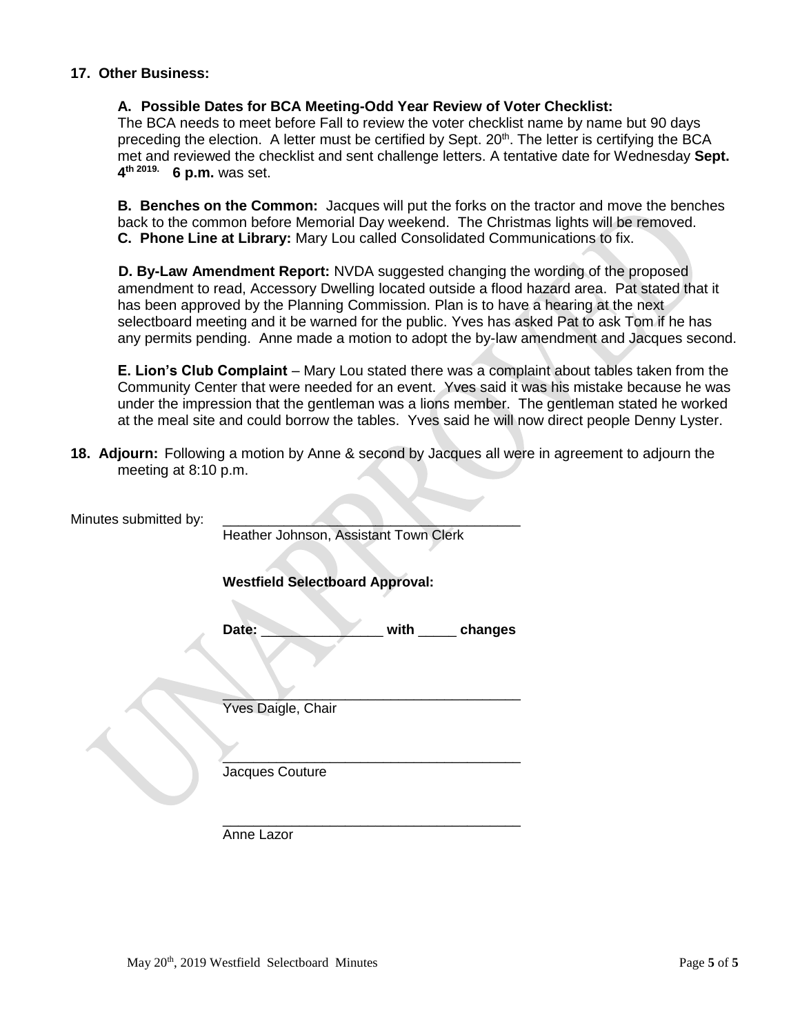**17. Other Business:**

**A. Possible Dates for BCA Meeting-Odd Year Review of Voter Checklist:**
The BCA needs to meet before Fall to review the voter checklist name by name but 90 days preceding the election. A letter must be certified by Sept. 20th. The letter is certifying the BCA met and reviewed the checklist and sent challenge letters. A tentative date for Wednesday **Sept. 4th 2019. 6 p.m.** was set.

**B. Benches on the Common:** Jacques will put the forks on the tractor and move the benches back to the common before Memorial Day weekend. The Christmas lights will be removed.
**C. Phone Line at Library:** Mary Lou called Consolidated Communications to fix.

**D. By-Law Amendment Report:** NVDA suggested changing the wording of the proposed amendment to read, Accessory Dwelling located outside a flood hazard area. Pat stated that it has been approved by the Planning Commission. Plan is to have a hearing at the next selectboard meeting and it be warned for the public. Yves has asked Pat to ask Tom if he has any permits pending. Anne made a motion to adopt the by-law amendment and Jacques second.

**E. Lion's Club Complaint** – Mary Lou stated there was a complaint about tables taken from the Community Center that were needed for an event. Yves said it was his mistake because he was under the impression that the gentleman was a lions member. The gentleman stated he worked at the meal site and could borrow the tables. Yves said he will now direct people Denny Lyster.

**18. Adjourn:** Following a motion by Anne & second by Jacques all were in agreement to adjourn the meeting at 8:10 p.m.

Minutes submitted by: ______________________________________
Heather Johnson, Assistant Town Clerk

**Westfield Selectboard Approval:**

**Date:** _______________ **with** _____ **changes**

______________________________________
Yves Daigle, Chair

______________________________________
Jacques Couture

______________________________________
Anne Lazor